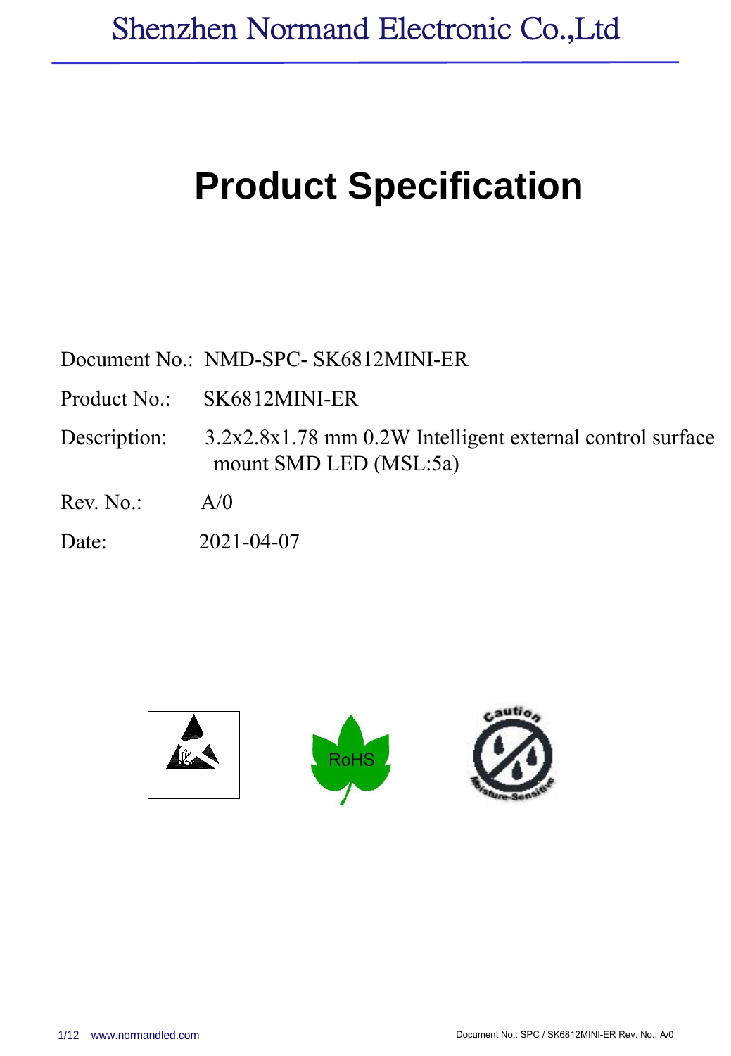Shenzhen Normand Electronic Co.,Ltd

# Product Specification

Document No.: NMD-SPC- SK6812MINI-ER

Product No.: SK6812MINI-ER

Description: 3.2x2.8x1.78 mm 0.2W Intelligent external control surface mount SMD LED (MSL:5a)

Rev. No.: A/0

Date: 2021-04-07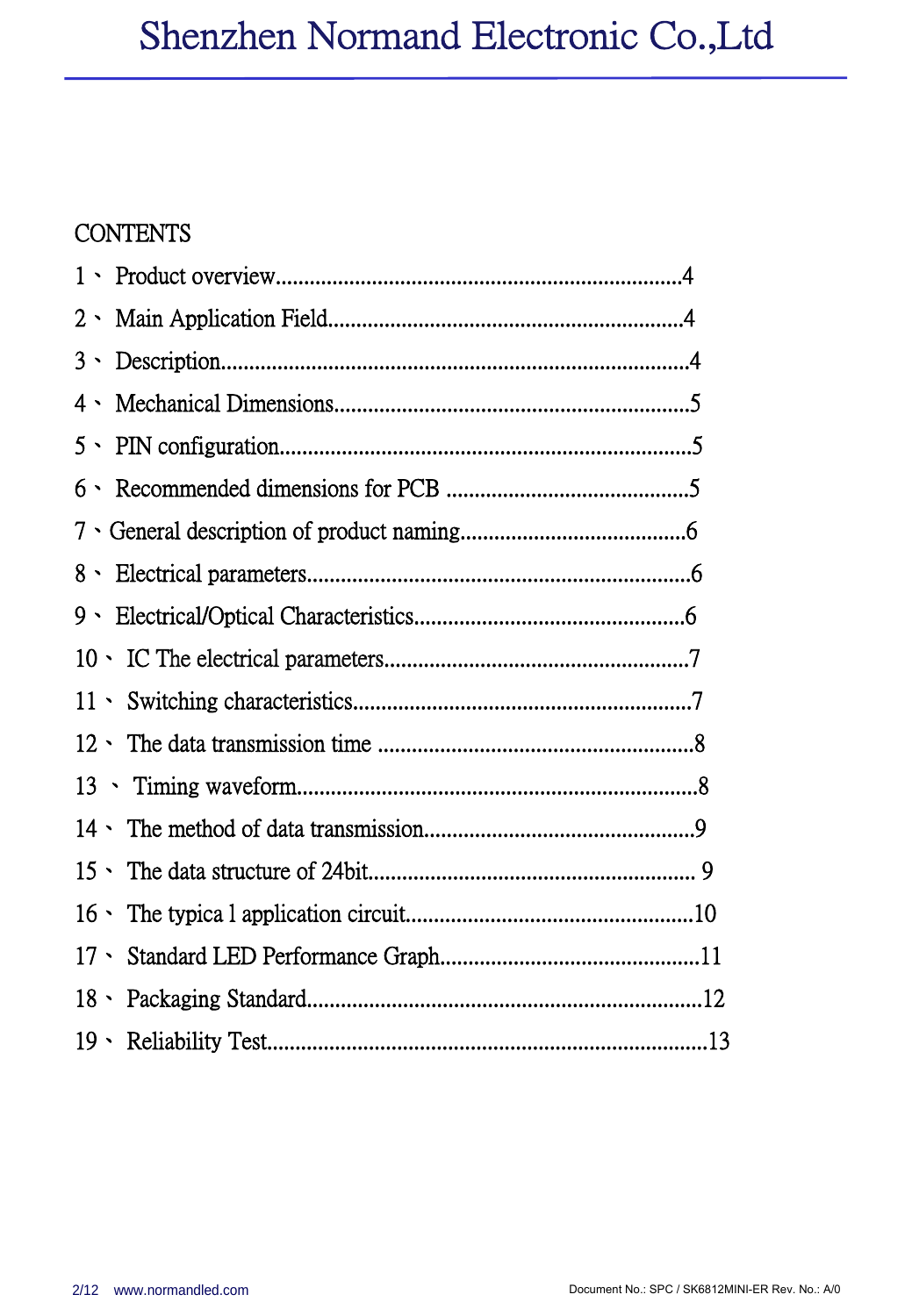CONTENTS

1 、 Product overview.......................................................................4

2 、 Main Application Field..............................................................4

3 、 Description.................................................................................4

4 、 Mechanical Dimensions..............................................................5

5 、 PIN configuration........................................................................5

6 、 Recommended dimensions for PCB ...........................................5

7 、General description of product naming........................................6

8 、 Electrical parameters....................................................................6

9 、 Electrical/Optical Characteristics................................................6

10 、 IC The electrical parameters......................................................7

11 、 Switching characteristics...........................................................7

12 、 The data transmission time .......................................................8

13 、 Timing waveform......................................................................8

14 、 The method of data transmission...............................................9

15 、 The data structure of 24bit......................................................... 9

16 、 The typica l application circuit..................................................10

17 、 Standard LED Performance Graph..............................................11

18 、 Packaging Standard.....................................................................12

19 、 Reliability Test............................................................................13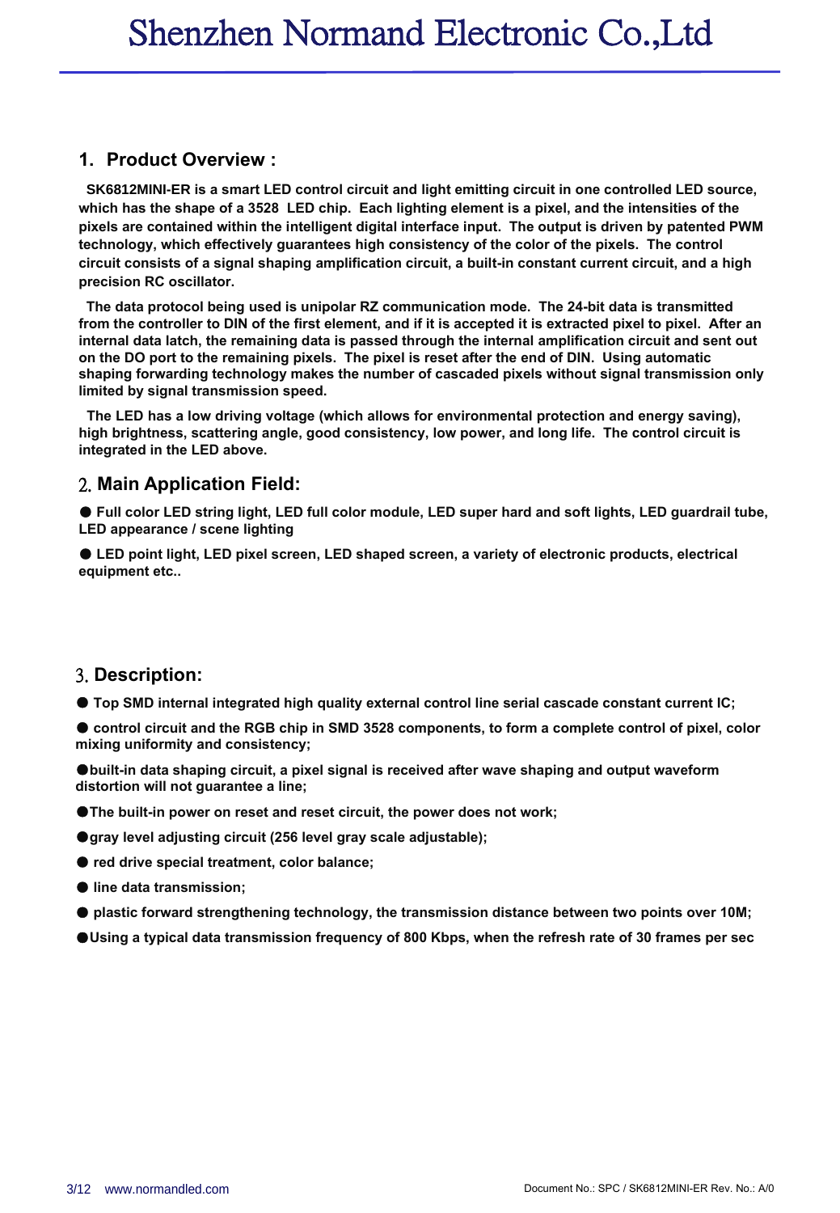## 1. Product Overview :

**SK6812MINI-ER is a smart LED control circuit and light emitting circuit in one controlled LED source, which has the shape of a 3528 LED chip. Each lighting element is a pixel, and the intensities of the pixels are contained within the intelligent digital interface input. The output is driven by patented PWM technology, which effectively guarantees high consistency of the color of the pixels. The control circuit consists of a signal shaping amplification circuit, a built-in constant current circuit, and a high precision RC oscillator.**

**The data protocol being used is unipolar RZ communication mode. The 24-bit data is transmitted from the controller to DIN of the first element, and if it is accepted it is extracted pixel to pixel. After an internal data latch, the remaining data is passed through the internal amplification circuit and sent out on the DO port to the remaining pixels. The pixel is reset after the end of DIN. Using automatic shaping forwarding technology makes the number of cascaded pixels without signal transmission only limited by signal transmission speed.**

**The LED has a low driving voltage (which allows for environmental protection and energy saving), high brightness, scattering angle, good consistency, low power, and long life. The control circuit is integrated in the LED above.**

## 2. Main Application Field:

- **Full color LED string light, LED full color module, LED super hard and soft lights, LED guardrail tube, LED appearance / scene lighting**
- **LED point light, LED pixel screen, LED shaped screen, a variety of electronic products, electrical equipment etc..**

## 3. Description:

- **Top SMD internal integrated high quality external control line serial cascade constant current IC;**
- **control circuit and the RGB chip in SMD 3528 components, to form a complete control of pixel, color mixing uniformity and consistency;**
- **built-in data shaping circuit, a pixel signal is received after wave shaping and output waveform distortion will not guarantee a line;**
- **The built-in power on reset and reset circuit, the power does not work;**
- **gray level adjusting circuit (256 level gray scale adjustable);**
- **red drive special treatment, color balance;**
- **line data transmission;**
- **plastic forward strengthening technology, the transmission distance between two points over 10M;**
- **Using a typical data transmission frequency of 800 Kbps, when the refresh rate of 30 frames per sec**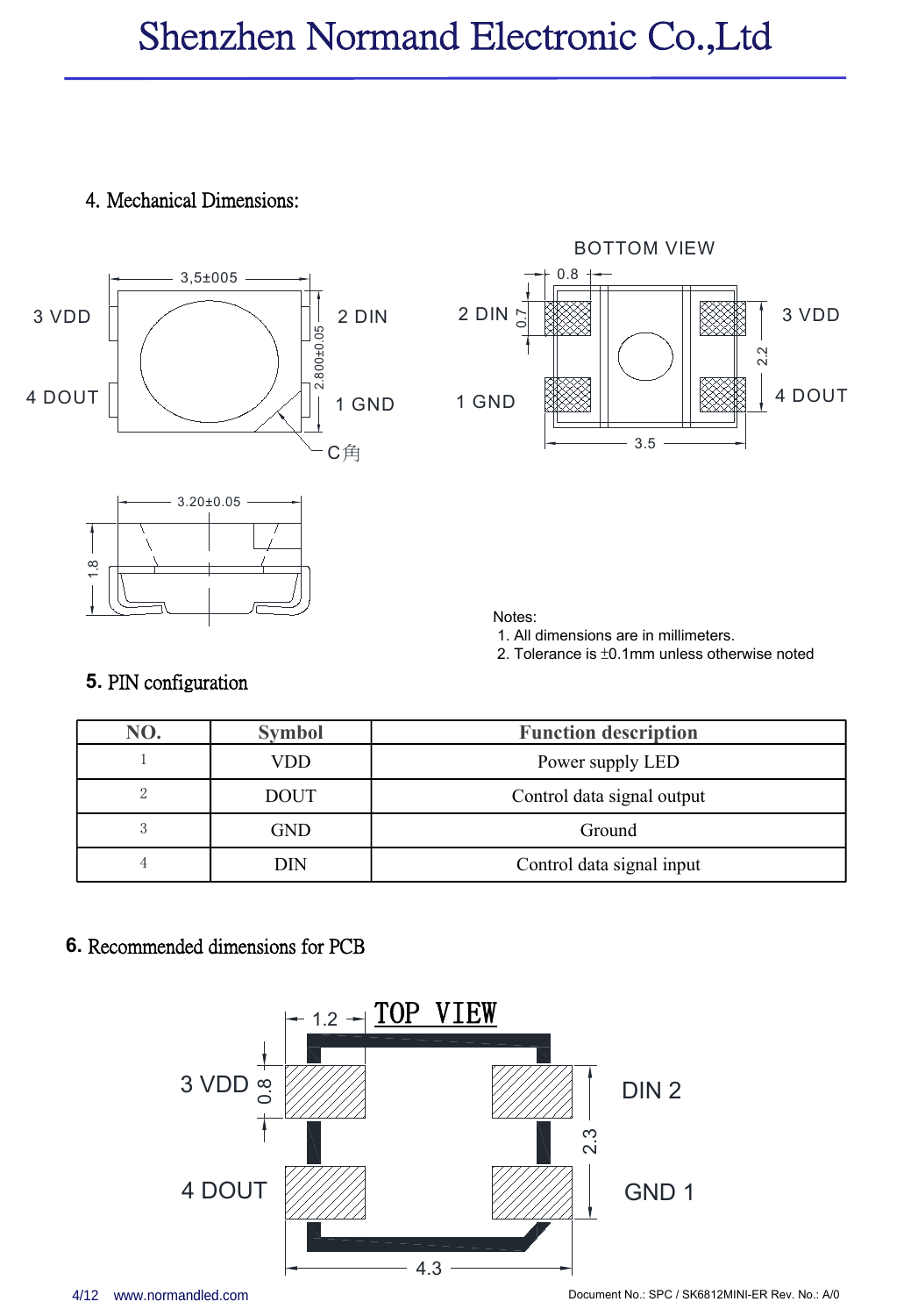## 4. Mechanical Dimensions:

3,5±005

3 VDD

4 DOUT

2 DIN

1 GND

2.800±0.05

C角

BOTTOM VIEW

0.8

0.7

2 DIN

1 GND

3 VDD

4 DOUT

2.2

3.5

3.20±0.05

1.8

Notes:
1. All dimensions are in millimeters.
2. Tolerance is ±0.1mm unless otherwise noted

## 5. PIN configuration

| NO. | Symbol | Function description |
|---|---|---|
| 1 | VDD | Power supply LED |
| 2 | DOUT | Control data signal output |
| 3 | GND | Ground |
| 4 | DIN | Control data signal input |

## 6. Recommended dimensions for PCB

1.2

TOP VIEW

3 VDD

0.8

4 DOUT

DIN 2

2.3

GND 1

4.3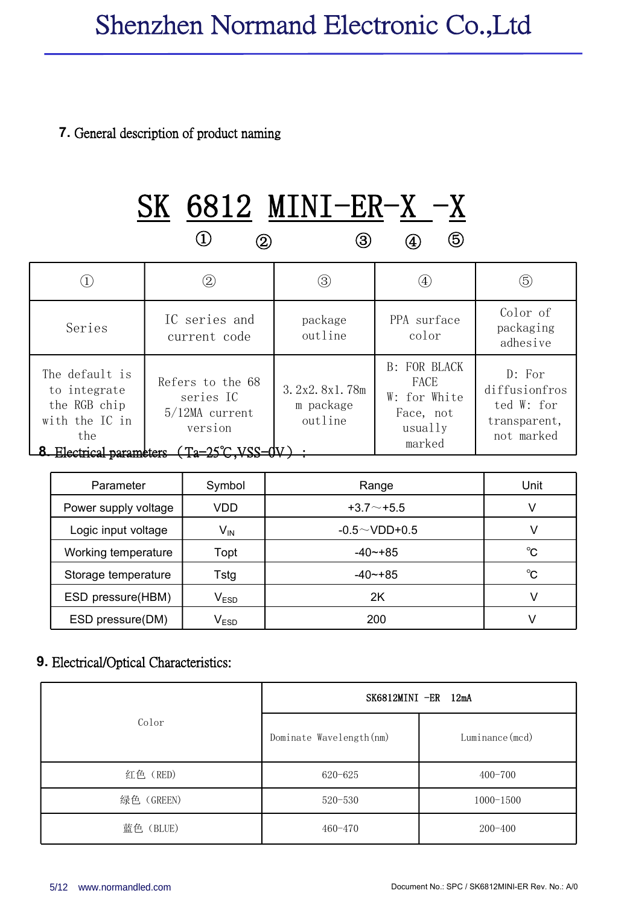## 7. General description of product naming

SK 6812 MINI-ER-X -X

① ② ③ ④ ⑤

| ① | ② | ③ | ④ | ⑤ |
|---|---|---|---|---|
| Series | IC series and current code | package outline | PPA surface color | Color of packaging adhesive |
| The default is to integrate the RGB chip with the IC in the | Refers to the 68 series IC 5/12MA current version | 3.2x2.8x1.78mm package outline | B: FOR BLACK FACE W: for White Face, not usually marked | D: For diffusionfrosted W: for transparent, not marked |

## 8. Electrical parameters（Ta=25℃,VSS=0V）：

| Parameter | Symbol | Range | Unit |
|---|---|---|---|
| Power supply voltage | VDD | +3.7～+5.5 | V |
| Logic input voltage | $V_{IN}$ | -0.5～VDD+0.5 | V |
| Working temperature | Topt | -40~+85 | ℃ |
| Storage temperature | Tstg | -40~+85 | ℃ |
| ESD pressure(HBM) | $V_{ESD}$ | 2K | V |
| ESD pressure(DM) | $V_{ESD}$ | 200 | V |

## 9. Electrical/Optical Characteristics:

| Color | SK6812MINI -ER 12mA | |
|---|---|---|
| | Dominate Wavelength(nm) | Luminance(mcd) |
| 红色（RED) | 620-625 | 400-700 |
| 绿色（GREEN) | 520-530 | 1000-1500 |
| 蓝色（BLUE) | 460-470 | 200-400 |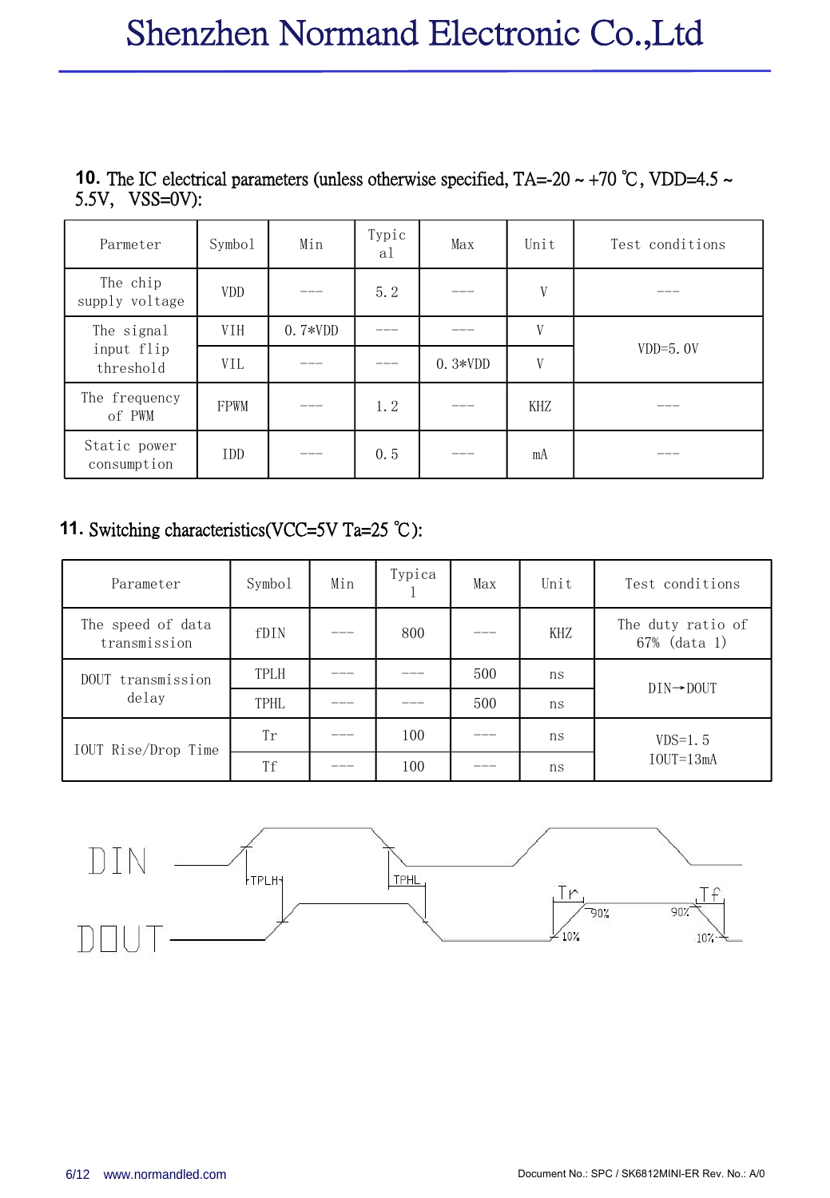## 10. The IC electrical parameters (unless otherwise specified, TA=-20 ~ +70 ℃, VDD=4.5 ~ 5.5V, VSS=0V):

| Parmeter | Symbol | Min | Typical | Max | Unit | Test conditions |
|---|---|---|---|---|---|---|
| The chip supply voltage | VDD | --- | 5.2 | --- | V | --- |
| The signal input flip threshold | VIH | 0.7*VDD | --- | --- | V | VDD=5.0V |
| | VIL | --- | --- | 0.3*VDD | V | |
| The frequency of PWM | FPWM | --- | 1.2 | --- | KHZ | --- |
| Static power consumption | IDD | --- | 0.5 | --- | mA | --- |

## 11. Switching characteristics(VCC=5V Ta=25 ℃):

| Parameter | Symbol | Min | Typical | Max | Unit | Test conditions |
|---|---|---|---|---|---|---|
| The speed of data transmission | fDIN | --- | 800 | --- | KHZ | The duty ratio of 67% (data 1) |
| DOUT transmission delay | TPLH | --- | --- | 500 | ns | DIN→DOUT |
| | TPHL | --- | --- | 500 | ns | |
| IOUT Rise/Drop Time | Tr | --- | 100 | --- | ns | VDS=1.5 IOUT=13mA |
| | Tf | --- | 100 | --- | ns | |

DIN

DOUT

TPLH TPHL Tr Tf 90% 10%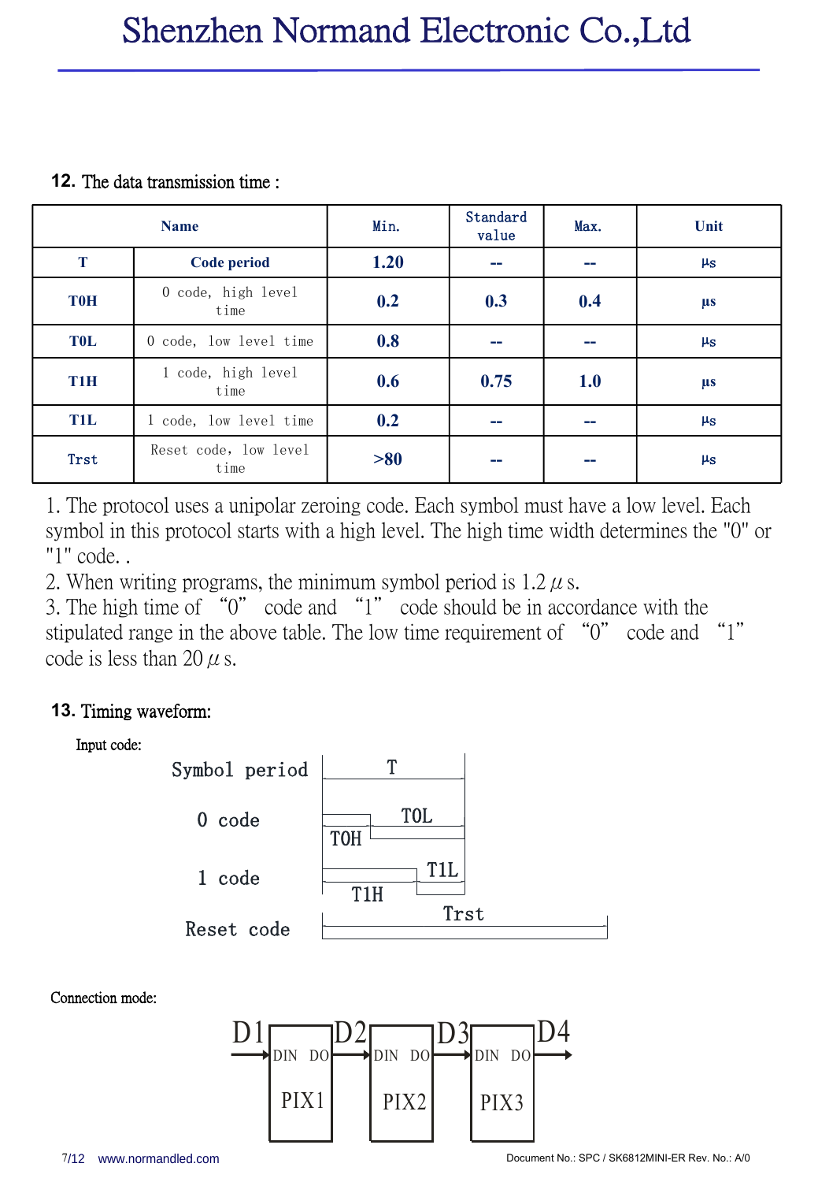## 12. The data transmission time :

| Name | | Min. | Standard value | Max. | Unit |
|---|---|---|---|---|---|
| T | Code period | 1.20 | -- | -- | μs |
| T0H | 0 code, high level time | 0.2 | 0.3 | 0.4 | μs |
| T0L | 0 code, low level time | 0.8 | -- | -- | μs |
| T1H | 1 code, high level time | 0.6 | 0.75 | 1.0 | μs |
| T1L | 1 code, low level time | 0.2 | -- | -- | μs |
| Trst | Reset code, low level time | >80 | -- | -- | μs |

1. The protocol uses a unipolar zeroing code. Each symbol must have a low level. Each symbol in this protocol starts with a high level. The high time width determines the "0" or "1" code. .
2. When writing programs, the minimum symbol period is 1.2 $\mu$ s.
3. The high time of "0" code and "1" code should be in accordance with the stipulated range in the above table. The low time requirement of "0" code and "1" code is less than 20 $\mu$ s.

## 13. Timing waveform:

Input code:

Symbol period — T

0 code — T0H, T0L

1 code — T1H, T1L

Reset code — Trst

Connection mode:

D1 → DIN PIX1 DO → D2 → DIN PIX2 DO → D3 → DIN PIX3 DO → D4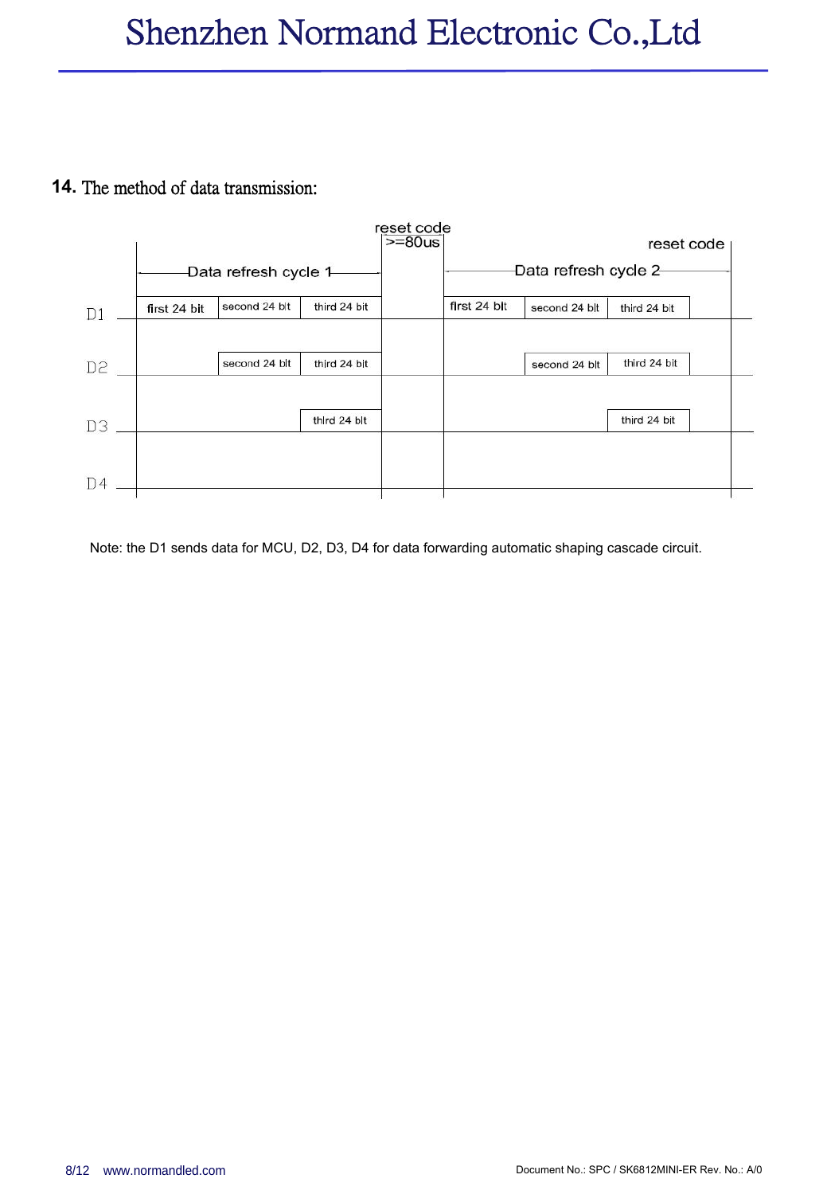## 14. The method of data transmission:

| | Data refresh cycle 1 | | | reset code >=80us | Data refresh cycle 2 | | | reset code |
|---|---|---|---|---|---|---|---|---|
| D1 | first 24 bit | second 24 bit | third 24 bit | | first 24 bit | second 24 bit | third 24 bit | |
| D2 | | second 24 bit | third 24 bit | | | second 24 bit | third 24 bit | |
| D3 | | | third 24 bit | | | | third 24 bit | |
| D4 | | | | | | | | |

Note: the D1 sends data for MCU, D2, D3, D4 for data forwarding automatic shaping cascade circuit.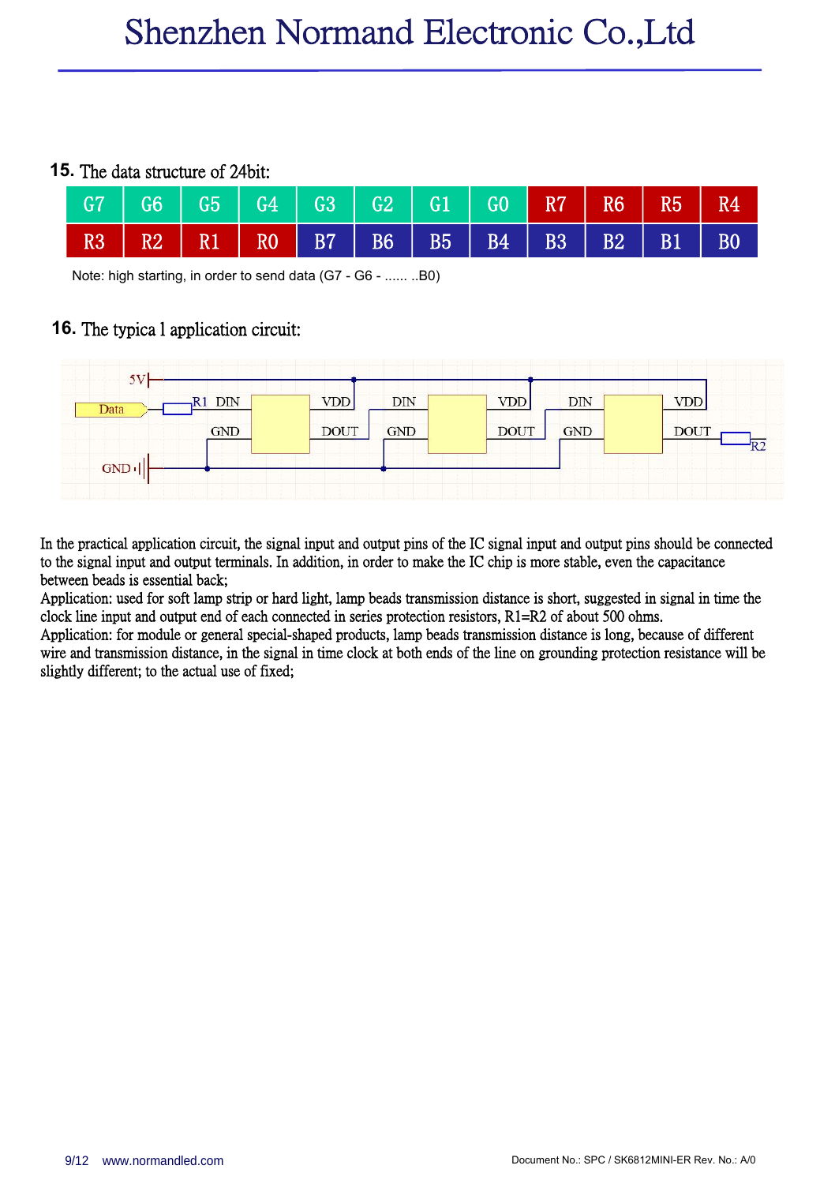## 15. The data structure of 24bit:

| G7 | G6 | G5 | G4 | G3 | G2 | G1 | G0 | R7 | R6 | R5 | R4 |
|---|---|---|---|---|---|---|---|---|---|---|---|
| R3 | R2 | R1 | R0 | B7 | B6 | B5 | B4 | B3 | B2 | B1 | B0 |

Note: high starting, in order to send data (G7 - G6 - ...... ..B0)

## 16. The typica l application circuit:

In the practical application circuit, the signal input and output pins of the IC signal input and output pins should be connected to the signal input and output terminals. In addition, in order to make the IC chip is more stable, even the capacitance between beads is essential back;

Application: used for soft lamp strip or hard light, lamp beads transmission distance is short, suggested in signal in time the clock line input and output end of each connected in series protection resistors, R1=R2 of about 500 ohms.

Application: for module or general special-shaped products, lamp beads transmission distance is long, because of different wire and transmission distance, in the signal in time clock at both ends of the line on grounding protection resistance will be slightly different; to the actual use of fixed;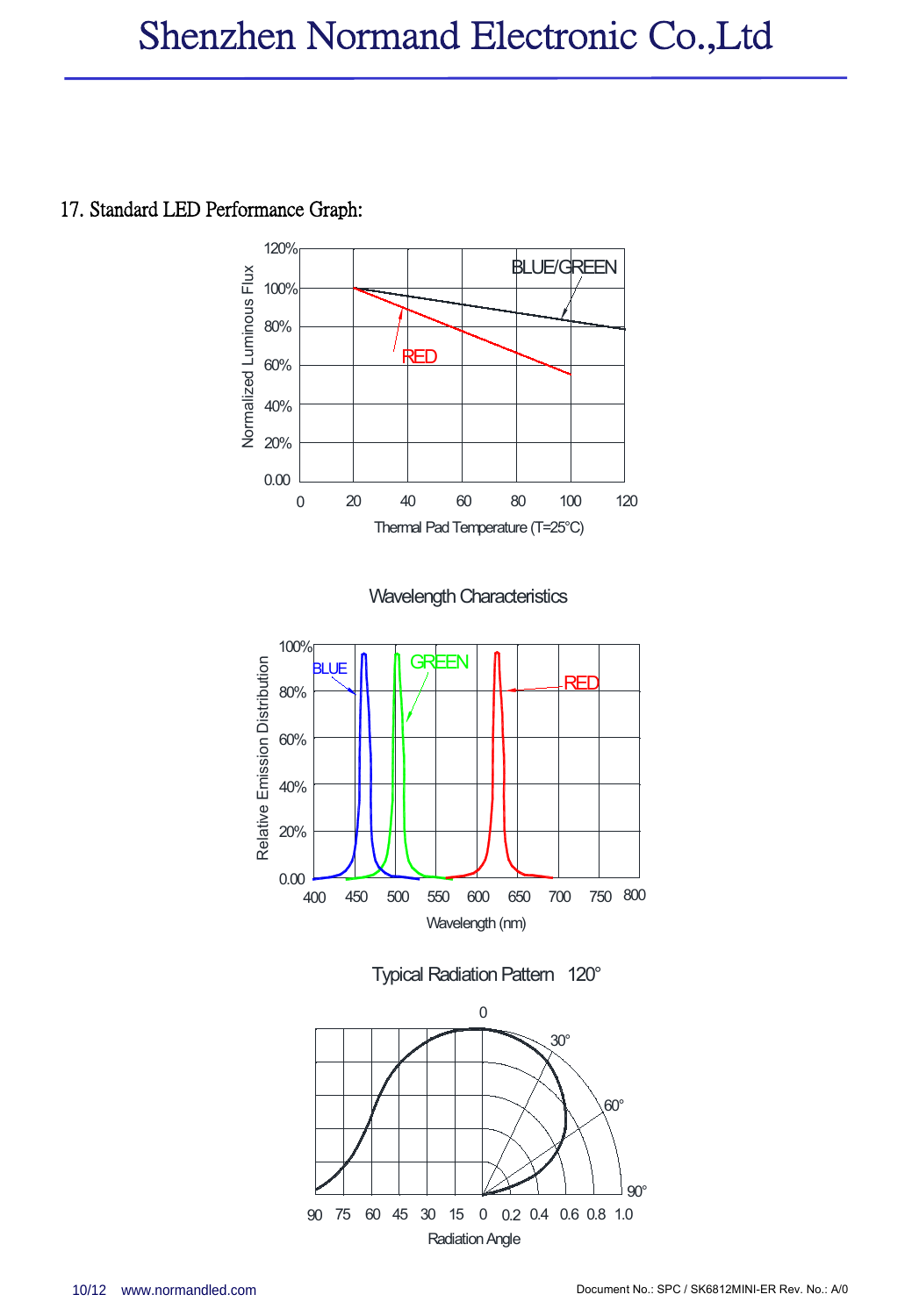## 17. Standard LED Performance Graph:

BLUE/GREEN

RED

Normalized Luminous Flux

120%
100%
80%
60%
40%
20%
0.00

0 20 40 60 80 100 120

Thermal Pad Temperature (T=25°C)

Wavelength Characteristics

BLUE GREEN RED

Relative Emission Distribution

100%
80%
60%
40%
20%
0.00

400 450 500 550 600 650 700 750 800

Wavelength (nm)

Typical Radiation Pattern 120°

0 30° 60° 90°

90 75 60 45 30 15 0 0.2 0.4 0.6 0.8 1.0

Radiation Angle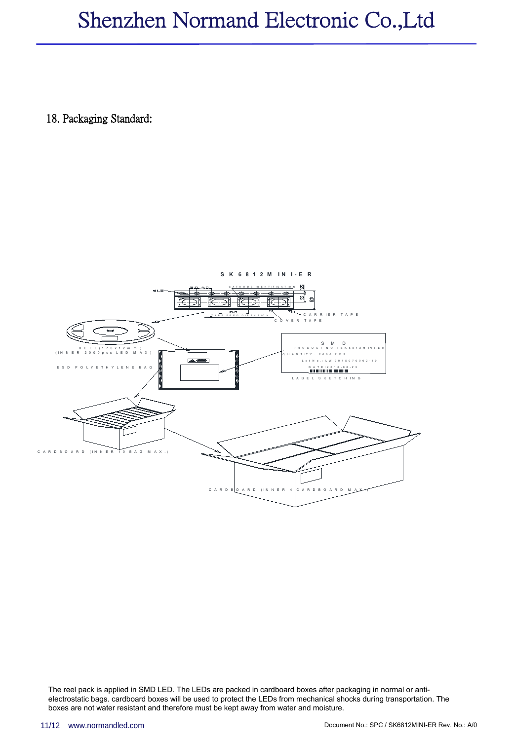## 18. Packaging Standard:

The reel pack is applied in SMD LED. The LEDs are packed in cardboard boxes after packaging in normal or anti-electrostatic bags. cardboard boxes will be used to protect the LEDs from mechanical shocks during transportation. The boxes are not water resistant and therefore must be kept away from water and moisture.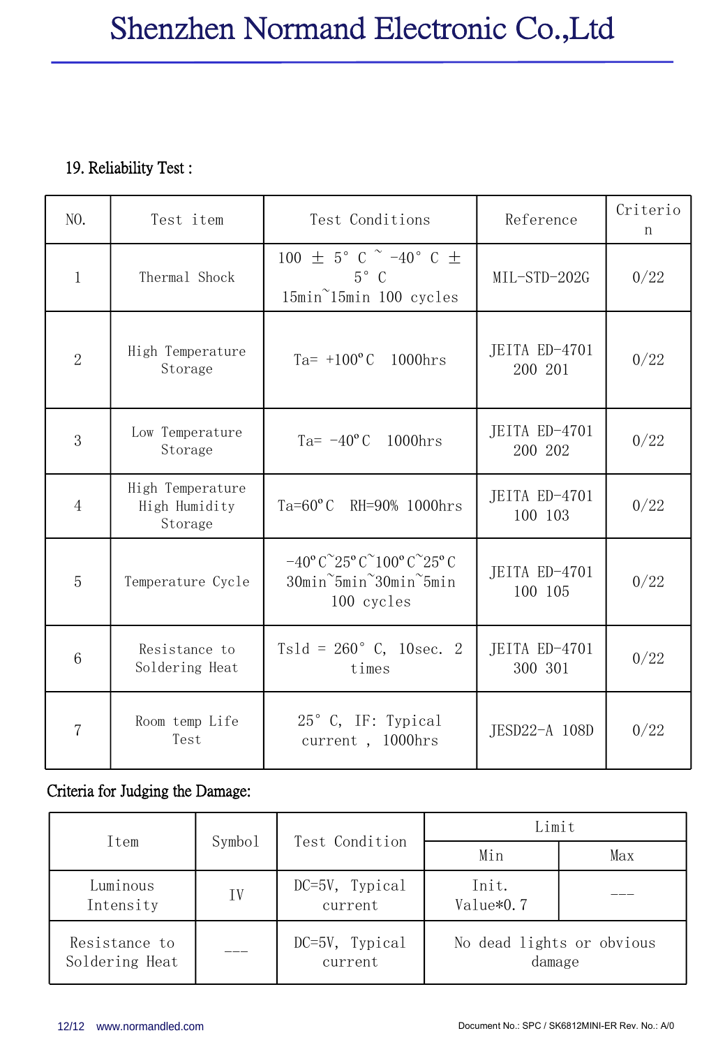## 19. Reliability Test :

| NO. | Test item | Test Conditions | Reference | Criterion |
|---|---|---|---|---|
| 1 | Thermal Shock | 100 ± 5° C ~ -40° C ± 5° C 15min~15min 100 cycles | MIL-STD-202G | 0/22 |
| 2 | High Temperature Storage | Ta= +100°C 1000hrs | JEITA ED-4701 200 201 | 0/22 |
| 3 | Low Temperature Storage | Ta= -40°C 1000hrs | JEITA ED-4701 200 202 | 0/22 |
| 4 | High Temperature High Humidity Storage | Ta=60°C RH=90% 1000hrs | JEITA ED-4701 100 103 | 0/22 |
| 5 | Temperature Cycle | -40°C~25°C~100°C~25°C 30min~5min~30min~5min 100 cycles | JEITA ED-4701 100 105 | 0/22 |
| 6 | Resistance to Soldering Heat | Tsld = 260° C, 10sec. 2 times | JEITA ED-4701 300 301 | 0/22 |
| 7 | Room temp Life Test | 25° C, IF: Typical current , 1000hrs | JESD22-A 108D | 0/22 |

## Criteria for Judging the Damage:

| Item | Symbol | Test Condition | Limit | |
|---|---|---|---|---|
| | | | Min | Max |
| Luminous Intensity | IV | DC=5V, Typical current | Init. Value*0.7 | --- |
| Resistance to Soldering Heat | --- | DC=5V, Typical current | No dead lights or obvious damage | |